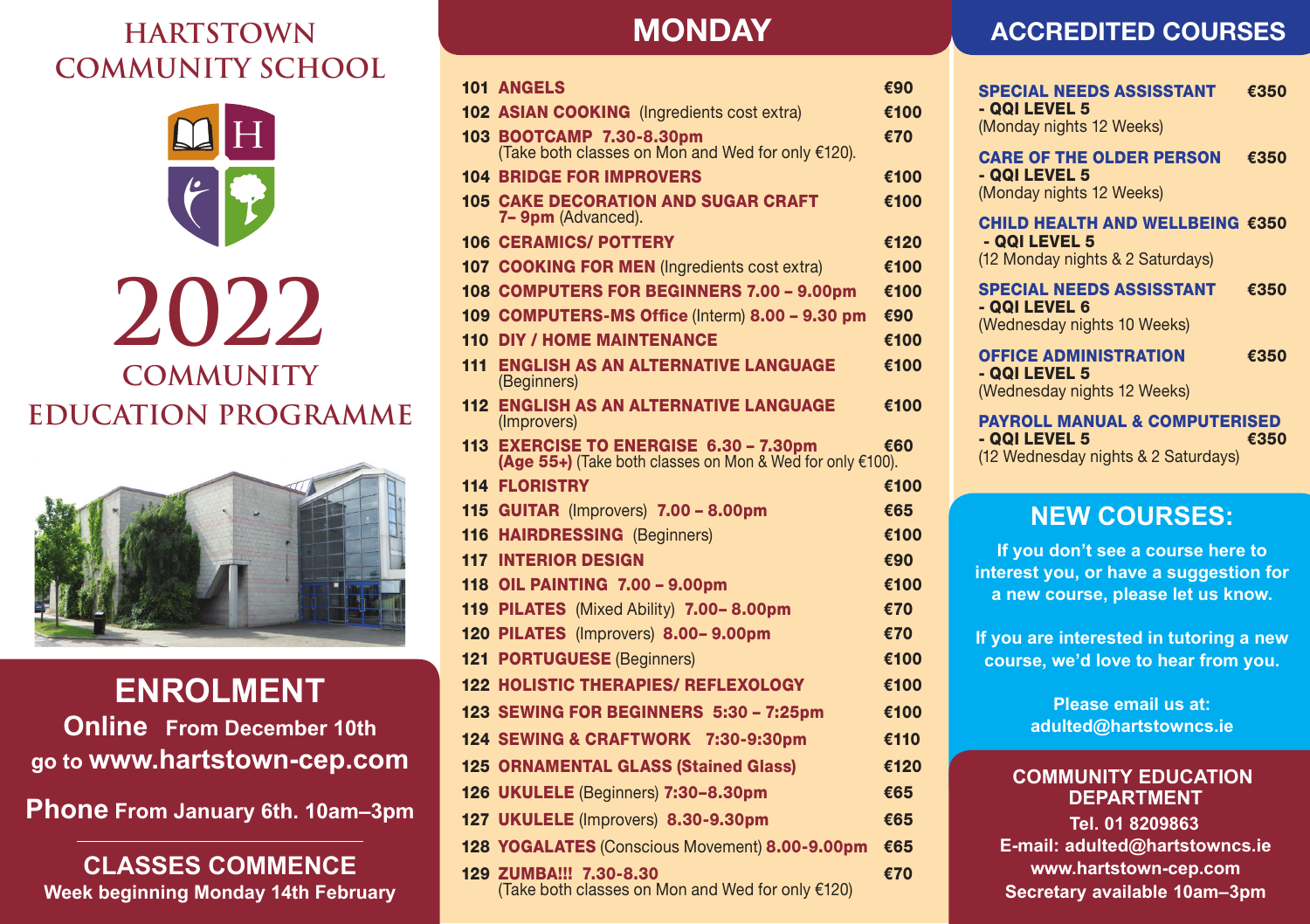# HARTSTOWN COMMUNITY SCHOOL

# 2022

## COMMUNITY EDUCATION PROGRAMME

## ENROLMENT

**Online** From December 10th
go to **www.hartstown-cep.com**

**Phone** From January 6th. 10am–3pm

## CLASSES COMMENCE

Week beginning Monday 14th February

## MONDAY

| No. | Course | Price |
|---|---|---|
| 101 | **ANGELS** | €90 |
| 102 | **ASIAN COOKING** (Ingredients cost extra) | €100 |
| 103 | **BOOTCAMP 7.30-8.30pm** (Take both classes on Mon and Wed for only €120). | €70 |
| 104 | **BRIDGE FOR IMPROVERS** | €100 |
| 105 | **CAKE DECORATION AND SUGAR CRAFT 7– 9pm** (Advanced). | €100 |
| 106 | **CERAMICS/ POTTERY** | €120 |
| 107 | **COOKING FOR MEN** (Ingredients cost extra) | €100 |
| 108 | **COMPUTERS FOR BEGINNERS 7.00 – 9.00pm** | €100 |
| 109 | **COMPUTERS-MS Office** (Interm) **8.00 – 9.30 pm** | €90 |
| 110 | **DIY / HOME MAINTENANCE** | €100 |
| 111 | **ENGLISH AS AN ALTERNATIVE LANGUAGE** (Beginners) | €100 |
| 112 | **ENGLISH AS AN ALTERNATIVE LANGUAGE** (Improvers) | €100 |
| 113 | **EXERCISE TO ENERGISE 6.30 – 7.30pm (Age 55+)** (Take both classes on Mon & Wed for only €100). | €60 |
| 114 | **FLORISTRY** | €100 |
| 115 | **GUITAR** (Improvers) **7.00 – 8.00pm** | €65 |
| 116 | **HAIRDRESSING** (Beginners) | €100 |
| 117 | **INTERIOR DESIGN** | €90 |
| 118 | **OIL PAINTING 7.00 – 9.00pm** | €100 |
| 119 | **PILATES** (Mixed Ability) **7.00– 8.00pm** | €70 |
| 120 | **PILATES** (Improvers) **8.00– 9.00pm** | €70 |
| 121 | **PORTUGUESE** (Beginners) | €100 |
| 122 | **HOLISTIC THERAPIES/ REFLEXOLOGY** | €100 |
| 123 | **SEWING FOR BEGINNERS 5:30 – 7:25pm** | €100 |
| 124 | **SEWING & CRAFTWORK 7:30-9:30pm** | €110 |
| 125 | **ORNAMENTAL GLASS (Stained Glass)** | €120 |
| 126 | **UKULELE** (Beginners) **7:30–8.30pm** | €65 |
| 127 | **UKULELE** (Improvers) **8.30-9.30pm** | €65 |
| 128 | **YOGALATES** (Conscious Movement) **8.00-9.00pm** | €65 |
| 129 | **ZUMBA!!! 7.30-8.30** (Take both classes on Mon and Wed for only €120) | €70 |

## ACCREDITED COURSES

**SPECIAL NEEDS ASSISSTANT - QQI LEVEL 5** — €350
(Monday nights 12 Weeks)

**CARE OF THE OLDER PERSON - QQI LEVEL 5** — €350
(Monday nights 12 Weeks)

**CHILD HEALTH AND WELLBEING - QQI LEVEL 5** — €350
(12 Monday nights & 2 Saturdays)

**SPECIAL NEEDS ASSISSTANT - QQI LEVEL 6** — €350
(Wednesday nights 10 Weeks)

**OFFICE ADMINISTRATION - QQI LEVEL 5** — €350
(Wednesday nights 12 Weeks)

**PAYROLL MANUAL & COMPUTERISED - QQI LEVEL 5** — €350
(12 Wednesday nights & 2 Saturdays)

## NEW COURSES:

If you don't see a course here to interest you, or have a suggestion for a new course, please let us know.

If you are interested in tutoring a new course, we'd love to hear from you.

Please email us at:
adulted@hartstowncs.ie

## COMMUNITY EDUCATION DEPARTMENT

Tel. 01 8209863
E-mail: adulted@hartstowncs.ie
www.hartstown-cep.com
Secretary available 10am–3pm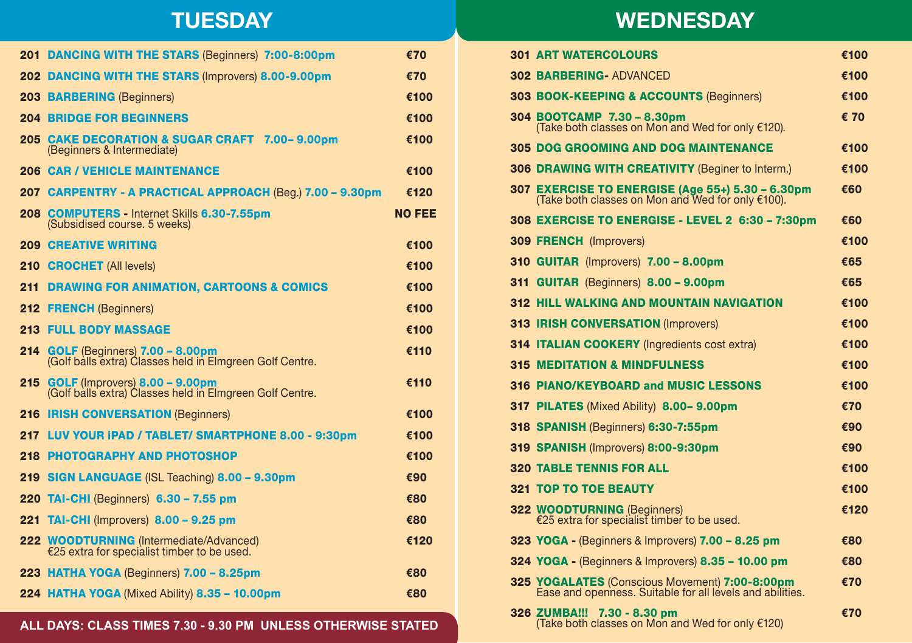## TUESDAY

| | | |
|---|---|---|
| 201 | **DANCING WITH THE STARS** (Beginners) **7:00-8:00pm** | €70 |
| 202 | **DANCING WITH THE STARS** (Improvers) **8.00-9.00pm** | €70 |
| 203 | **BARBERING** (Beginners) | €100 |
| 204 | **BRIDGE FOR BEGINNERS** | €100 |
| 205 | **CAKE DECORATION & SUGAR CRAFT 7.00– 9.00pm** (Beginners & Intermediate) | €100 |
| 206 | **CAR / VEHICLE MAINTENANCE** | €100 |
| 207 | **CARPENTRY - A PRACTICAL APPROACH** (Beg.) **7.00 – 9.30pm** | €120 |
| 208 | **COMPUTERS -** Internet Skills **6.30-7.55pm** (Subsidised course. 5 weeks) | NO FEE |
| 209 | **CREATIVE WRITING** | €100 |
| 210 | **CROCHET** (All levels) | €100 |
| 211 | **DRAWING FOR ANIMATION, CARTOONS & COMICS** | €100 |
| 212 | **FRENCH** (Beginners) | €100 |
| 213 | **FULL BODY MASSAGE** | €100 |
| 214 | **GOLF** (Beginners) **7.00 – 8.00pm** (Golf balls extra) Classes held in Elmgreen Golf Centre. | €110 |
| 215 | **GOLF** (Improvers) **8.00 – 9.00pm** (Golf balls extra) Classes held in Elmgreen Golf Centre. | €110 |
| 216 | **IRISH CONVERSATION** (Beginners) | €100 |
| 217 | **LUV YOUR iPAD / TABLET/ SMARTPHONE 8.00 - 9:30pm** | €100 |
| 218 | **PHOTOGRAPHY AND PHOTOSHOP** | €100 |
| 219 | **SIGN LANGUAGE** (ISL Teaching) **8.00 – 9.30pm** | €90 |
| 220 | **TAI-CHI** (Beginners) **6.30 – 7.55 pm** | €80 |
| 221 | **TAI-CHI** (Improvers) **8.00 – 9.25 pm** | €80 |
| 222 | **WOODTURNING** (Intermediate/Advanced) €25 extra for specialist timber to be used. | €120 |
| 223 | **HATHA YOGA** (Beginners) **7.00 – 8.25pm** | €80 |
| 224 | **HATHA YOGA** (Mixed Ability) **8.35 – 10.00pm** | €80 |

**ALL DAYS: CLASS TIMES 7.30 - 9.30 PM UNLESS OTHERWISE STATED**

## WEDNESDAY

| | | |
|---|---|---|
| 301 | **ART WATERCOLOURS** | €100 |
| 302 | **BARBERING-** ADVANCED | €100 |
| 303 | **BOOK-KEEPING & ACCOUNTS** (Beginners) | €100 |
| 304 | **BOOTCAMP 7.30 – 8.30pm** (Take both classes on Mon and Wed for only €120). | € 70 |
| 305 | **DOG GROOMING AND DOG MAINTENANCE** | €100 |
| 306 | **DRAWING WITH CREATIVITY** (Beginer to Interm.) | €100 |
| 307 | **EXERCISE TO ENERGISE (Age 55+) 5.30 – 6.30pm** (Take both classes on Mon and Wed for only €100). | €60 |
| 308 | **EXERCISE TO ENERGISE - LEVEL 2 6:30 – 7:30pm** | €60 |
| 309 | **FRENCH** (Improvers) | €100 |
| 310 | **GUITAR** (Improvers) **7.00 – 8.00pm** | €65 |
| 311 | **GUITAR** (Beginners) **8.00 – 9.00pm** | €65 |
| 312 | **HILL WALKING AND MOUNTAIN NAVIGATION** | €100 |
| 313 | **IRISH CONVERSATION** (Improvers) | €100 |
| 314 | **ITALIAN COOKERY** (Ingredients cost extra) | €100 |
| 315 | **MEDITATION & MINDFULNESS** | €100 |
| 316 | **PIANO/KEYBOARD and MUSIC LESSONS** | €100 |
| 317 | **PILATES** (Mixed Ability) **8.00– 9.00pm** | €70 |
| 318 | **SPANISH** (Beginners) **6:30-7:55pm** | €90 |
| 319 | **SPANISH** (Improvers) **8:00-9:30pm** | €90 |
| 320 | **TABLE TENNIS FOR ALL** | €100 |
| 321 | **TOP TO TOE BEAUTY** | €100 |
| 322 | **WOODTURNING** (Beginners) €25 extra for specialist timber to be used. | €120 |
| 323 | **YOGA -** (Beginners & Improvers) **7.00 – 8.25 pm** | €80 |
| 324 | **YOGA -** (Beginners & Improvers) **8.35 – 10.00 pm** | €80 |
| 325 | **YOGALATES** (Conscious Movement) **7:00-8:00pm** Ease and openness. Suitable for all levels and abilities. | €70 |
| 326 | **ZUMBA!!! 7.30 - 8.30 pm** (Take both classes on Mon and Wed for only €120) | €70 |